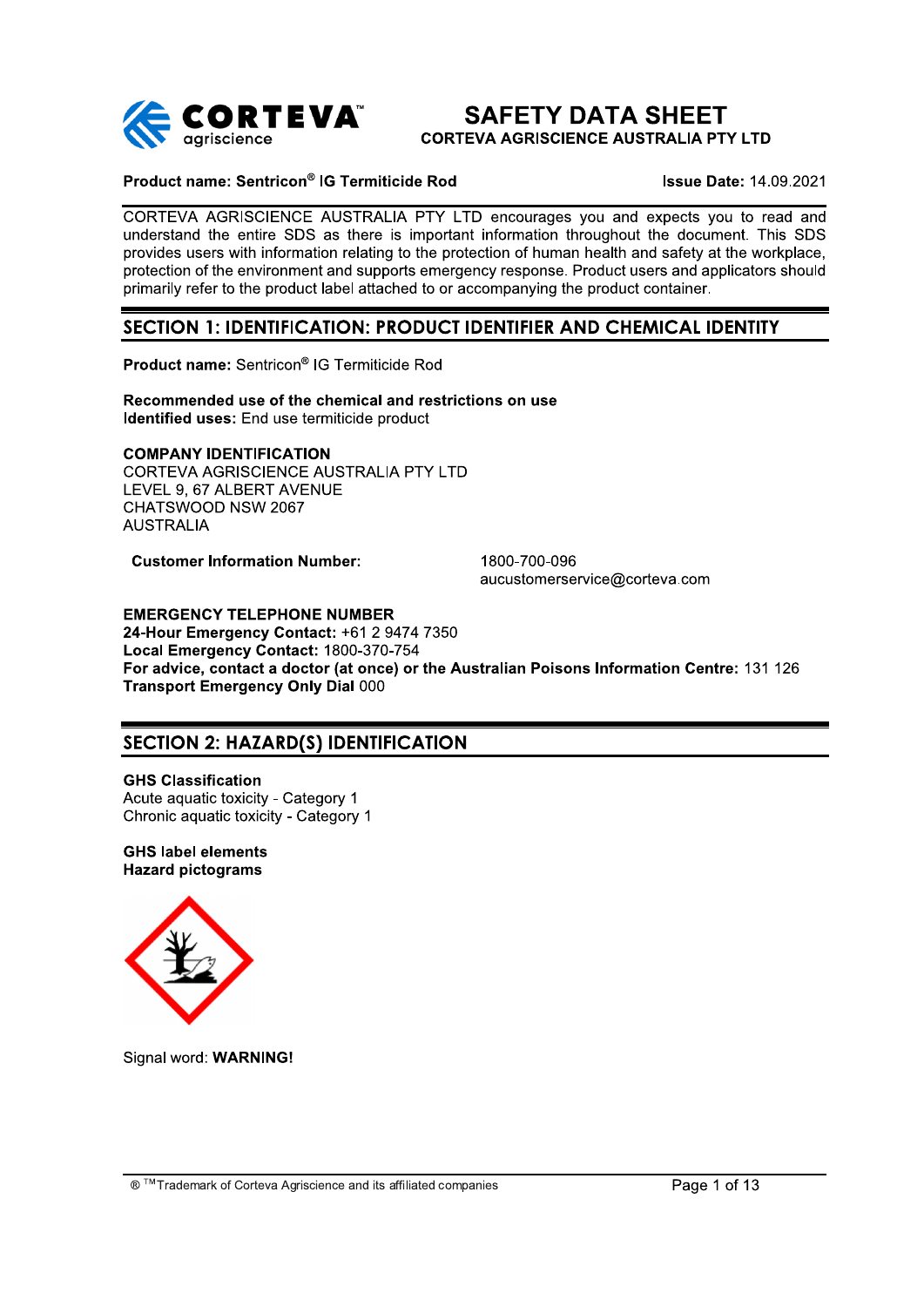# SAFETY DATA SHEET

**CORTEVA AGRISCIENCE AUSTRALIA PTY LTD**

**Product name: Sentricon® IG Termiticide Rod** **Issue Date:** 14.09.2021

CORTEVA AGRISCIENCE AUSTRALIA PTY LTD encourages you and expects you to read and understand the entire SDS as there is important information throughout the document. This SDS provides users with information relating to the protection of human health and safety at the workplace, protection of the environment and supports emergency response. Product users and applicators should primarily refer to the product label attached to or accompanying the product container.

## SECTION 1: IDENTIFICATION: PRODUCT IDENTIFIER AND CHEMICAL IDENTITY

**Product name:** Sentricon® IG Termiticide Rod

**Recommended use of the chemical and restrictions on use**
**Identified uses:** End use termiticide product

**COMPANY IDENTIFICATION**
CORTEVA AGRISCIENCE AUSTRALIA PTY LTD
LEVEL 9, 67 ALBERT AVENUE
CHATSWOOD NSW 2067
AUSTRALIA

**Customer Information Number:** 1800-700-096
aucustomerservice@corteva.com

**EMERGENCY TELEPHONE NUMBER**
**24-Hour Emergency Contact:** +61 2 9474 7350
**Local Emergency Contact:** 1800-370-754
**For advice, contact a doctor (at once) or the Australian Poisons Information Centre:** 131 126
**Transport Emergency Only Dial** 000

## SECTION 2: HAZARD(S) IDENTIFICATION

**GHS Classification**
Acute aquatic toxicity - Category 1
Chronic aquatic toxicity - Category 1

**GHS label elements**
**Hazard pictograms**

Signal word: **WARNING!**

® ™Trademark of Corteva Agriscience and its affiliated companies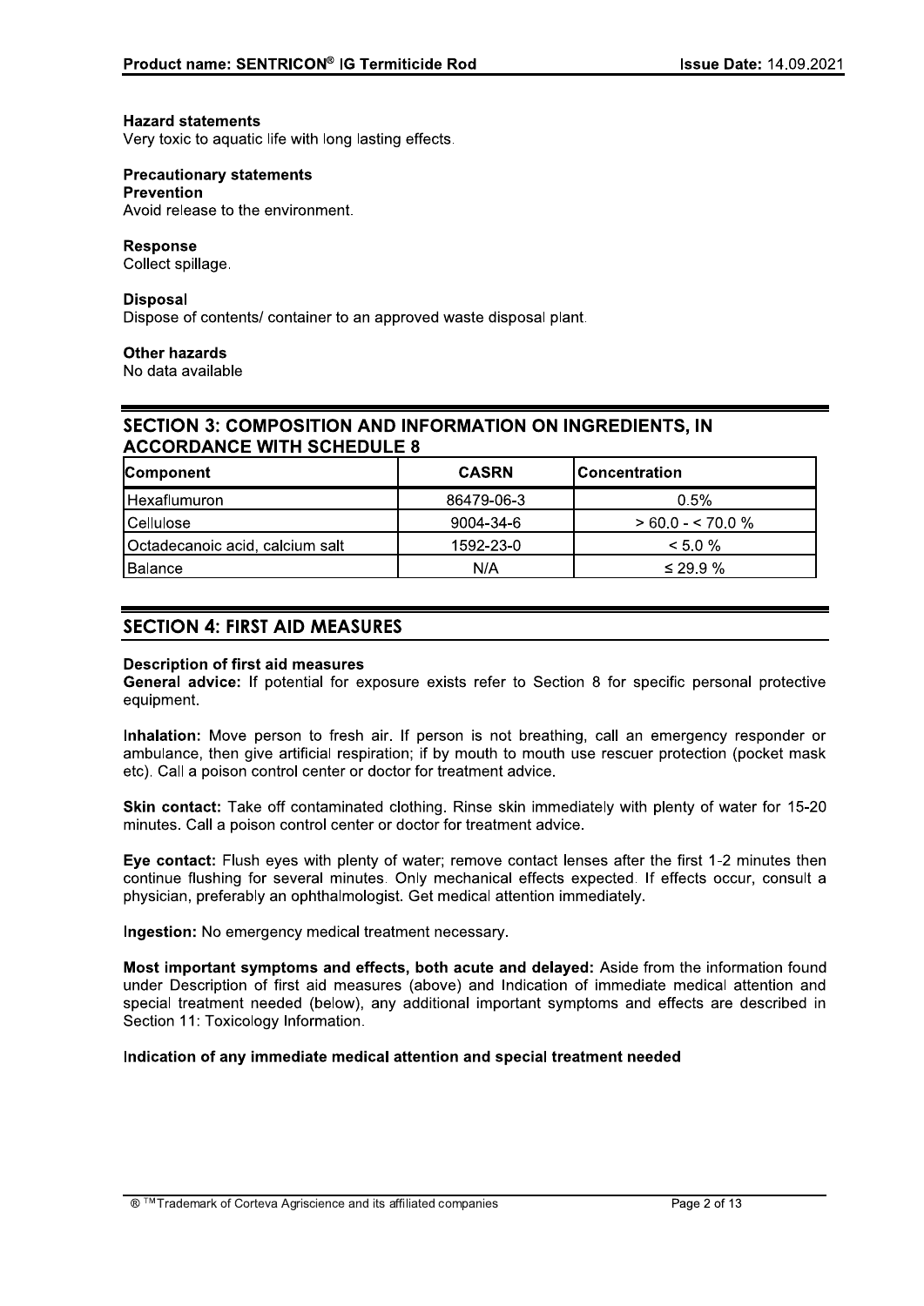**Hazard statements**
Very toxic to aquatic life with long lasting effects.

**Precautionary statements**
**Prevention**
Avoid release to the environment.

**Response**
Collect spillage.

**Disposal**
Dispose of contents/ container to an approved waste disposal plant.

**Other hazards**
No data available

## SECTION 3: COMPOSITION AND INFORMATION ON INGREDIENTS, IN ACCORDANCE WITH SCHEDULE 8

| Component | CASRN | Concentration |
|---|---|---|
| Hexaflumuron | 86479-06-3 | 0.5% |
| Cellulose | 9004-34-6 | > 60.0 - < 70.0 % |
| Octadecanoic acid, calcium salt | 1592-23-0 | < 5.0 % |
| Balance | N/A | ≤ 29.9 % |

## SECTION 4: FIRST AID MEASURES

**Description of first aid measures**
**General advice:** If potential for exposure exists refer to Section 8 for specific personal protective equipment.

**Inhalation:** Move person to fresh air. If person is not breathing, call an emergency responder or ambulance, then give artificial respiration; if by mouth to mouth use rescuer protection (pocket mask etc). Call a poison control center or doctor for treatment advice.

**Skin contact:** Take off contaminated clothing. Rinse skin immediately with plenty of water for 15-20 minutes. Call a poison control center or doctor for treatment advice.

**Eye contact:** Flush eyes with plenty of water; remove contact lenses after the first 1-2 minutes then continue flushing for several minutes. Only mechanical effects expected. If effects occur, consult a physician, preferably an ophthalmologist. Get medical attention immediately.

**Ingestion:** No emergency medical treatment necessary.

**Most important symptoms and effects, both acute and delayed:** Aside from the information found under Description of first aid measures (above) and Indication of immediate medical attention and special treatment needed (below), any additional important symptoms and effects are described in Section 11: Toxicology Information.

**Indication of any immediate medical attention and special treatment needed**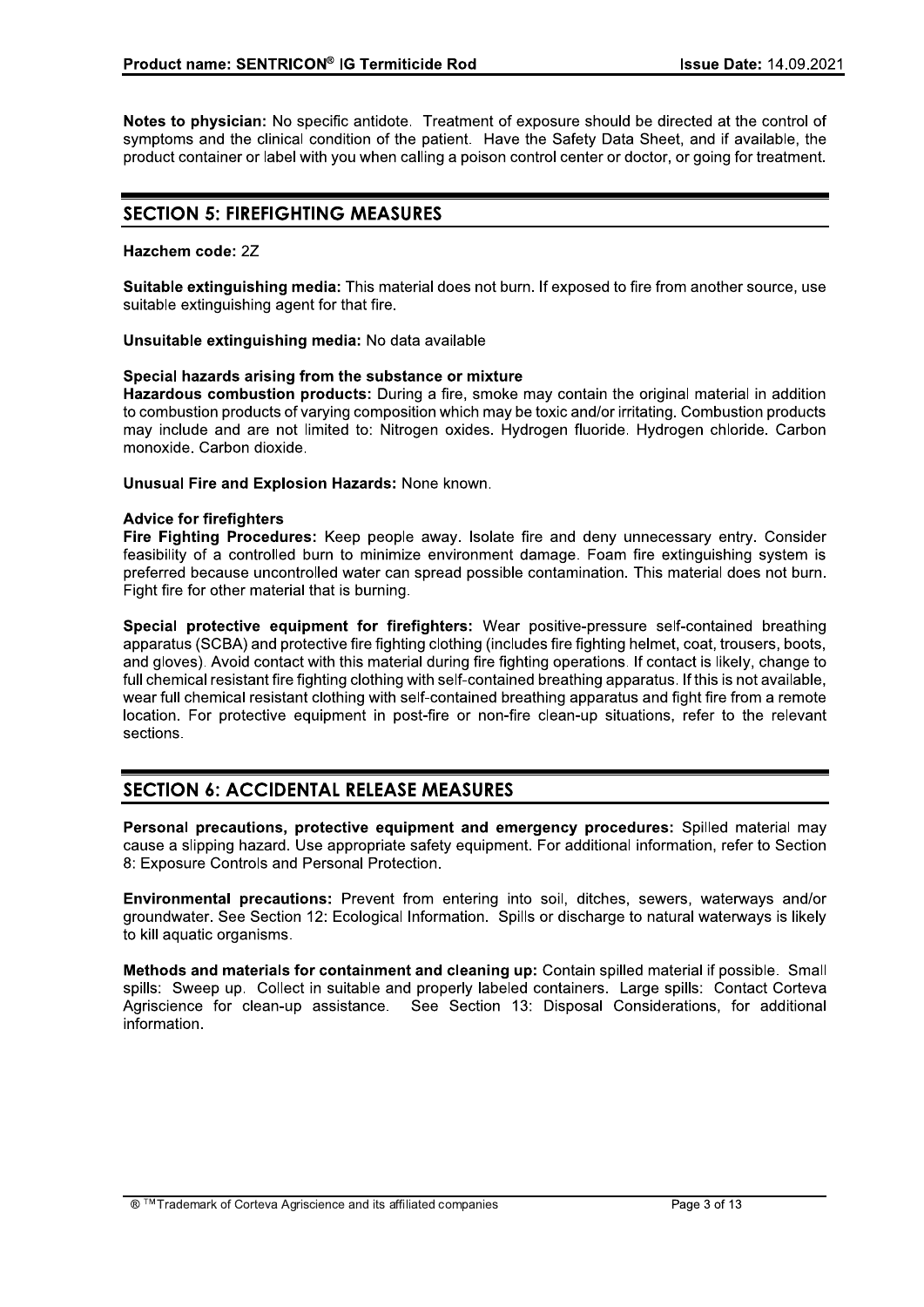**Notes to physician:** No specific antidote. Treatment of exposure should be directed at the control of symptoms and the clinical condition of the patient. Have the Safety Data Sheet, and if available, the product container or label with you when calling a poison control center or doctor, or going for treatment.

## SECTION 5: FIREFIGHTING MEASURES

**Hazchem code:** 2Z

**Suitable extinguishing media:** This material does not burn. If exposed to fire from another source, use suitable extinguishing agent for that fire.

**Unsuitable extinguishing media:** No data available

**Special hazards arising from the substance or mixture**
**Hazardous combustion products:** During a fire, smoke may contain the original material in addition to combustion products of varying composition which may be toxic and/or irritating. Combustion products may include and are not limited to: Nitrogen oxides. Hydrogen fluoride. Hydrogen chloride. Carbon monoxide. Carbon dioxide.

**Unusual Fire and Explosion Hazards:** None known.

**Advice for firefighters**
**Fire Fighting Procedures:** Keep people away. Isolate fire and deny unnecessary entry. Consider feasibility of a controlled burn to minimize environment damage. Foam fire extinguishing system is preferred because uncontrolled water can spread possible contamination. This material does not burn. Fight fire for other material that is burning.

**Special protective equipment for firefighters:** Wear positive-pressure self-contained breathing apparatus (SCBA) and protective fire fighting clothing (includes fire fighting helmet, coat, trousers, boots, and gloves). Avoid contact with this material during fire fighting operations. If contact is likely, change to full chemical resistant fire fighting clothing with self-contained breathing apparatus. If this is not available, wear full chemical resistant clothing with self-contained breathing apparatus and fight fire from a remote location. For protective equipment in post-fire or non-fire clean-up situations, refer to the relevant sections.

## SECTION 6: ACCIDENTAL RELEASE MEASURES

**Personal precautions, protective equipment and emergency procedures:** Spilled material may cause a slipping hazard. Use appropriate safety equipment. For additional information, refer to Section 8: Exposure Controls and Personal Protection.

**Environmental precautions:** Prevent from entering into soil, ditches, sewers, waterways and/or groundwater. See Section 12: Ecological Information. Spills or discharge to natural waterways is likely to kill aquatic organisms.

**Methods and materials for containment and cleaning up:** Contain spilled material if possible. Small spills: Sweep up. Collect in suitable and properly labeled containers. Large spills: Contact Corteva Agriscience for clean-up assistance. See Section 13: Disposal Considerations, for additional information.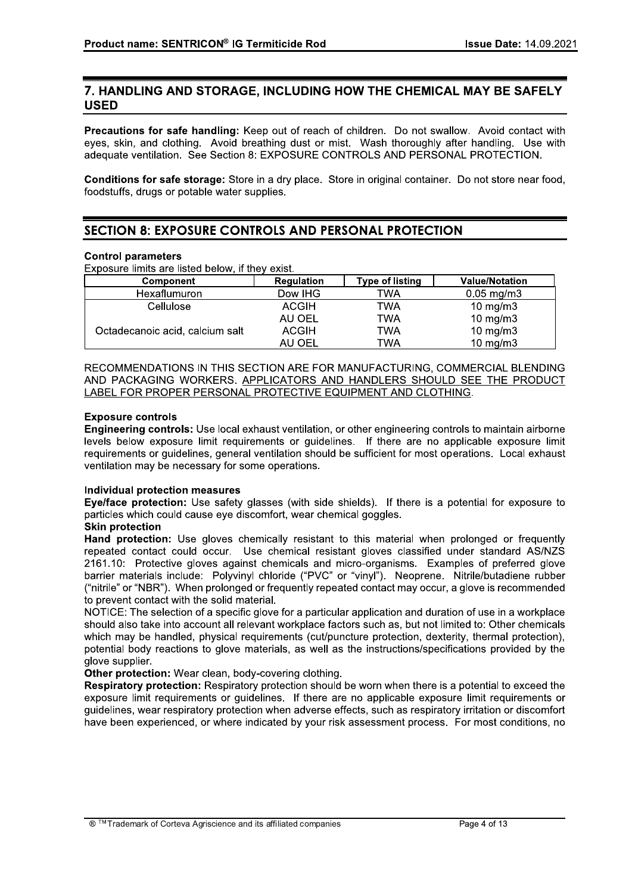## 7. HANDLING AND STORAGE, INCLUDING HOW THE CHEMICAL MAY BE SAFELY USED

**Precautions for safe handling:** Keep out of reach of children. Do not swallow. Avoid contact with eyes, skin, and clothing. Avoid breathing dust or mist. Wash thoroughly after handling. Use with adequate ventilation. See Section 8: EXPOSURE CONTROLS AND PERSONAL PROTECTION.

**Conditions for safe storage:** Store in a dry place. Store in original container. Do not store near food, foodstuffs, drugs or potable water supplies.

## SECTION 8: EXPOSURE CONTROLS AND PERSONAL PROTECTION

**Control parameters**

Exposure limits are listed below, if they exist.

| Component | Regulation | Type of listing | Value/Notation |
|---|---|---|---|
| Hexaflumuron | Dow IHG | TWA | 0.05 mg/m3 |
| Cellulose | ACGIH | TWA | 10 mg/m3 |
| | AU OEL | TWA | 10 mg/m3 |
| Octadecanoic acid, calcium salt | ACGIH | TWA | 10 mg/m3 |
| | AU OEL | TWA | 10 mg/m3 |

RECOMMENDATIONS IN THIS SECTION ARE FOR MANUFACTURING, COMMERCIAL BLENDING AND PACKAGING WORKERS. APPLICATORS AND HANDLERS SHOULD SEE THE PRODUCT LABEL FOR PROPER PERSONAL PROTECTIVE EQUIPMENT AND CLOTHING.

**Exposure controls**

**Engineering controls:** Use local exhaust ventilation, or other engineering controls to maintain airborne levels below exposure limit requirements or guidelines. If there are no applicable exposure limit requirements or guidelines, general ventilation should be sufficient for most operations. Local exhaust ventilation may be necessary for some operations.

**Individual protection measures**

**Eye/face protection:** Use safety glasses (with side shields). If there is a potential for exposure to particles which could cause eye discomfort, wear chemical goggles.

**Skin protection**

**Hand protection:** Use gloves chemically resistant to this material when prolonged or frequently repeated contact could occur. Use chemical resistant gloves classified under standard AS/NZS 2161.10: Protective gloves against chemicals and micro-organisms. Examples of preferred glove barrier materials include: Polyvinyl chloride ("PVC" or "vinyl"). Neoprene. Nitrile/butadiene rubber ("nitrile" or "NBR"). When prolonged or frequently repeated contact may occur, a glove is recommended to prevent contact with the solid material.

NOTICE: The selection of a specific glove for a particular application and duration of use in a workplace should also take into account all relevant workplace factors such as, but not limited to: Other chemicals which may be handled, physical requirements (cut/puncture protection, dexterity, thermal protection), potential body reactions to glove materials, as well as the instructions/specifications provided by the glove supplier.

**Other protection:** Wear clean, body-covering clothing.

**Respiratory protection:** Respiratory protection should be worn when there is a potential to exceed the exposure limit requirements or guidelines. If there are no applicable exposure limit requirements or guidelines, wear respiratory protection when adverse effects, such as respiratory irritation or discomfort have been experienced, or where indicated by your risk assessment process. For most conditions, no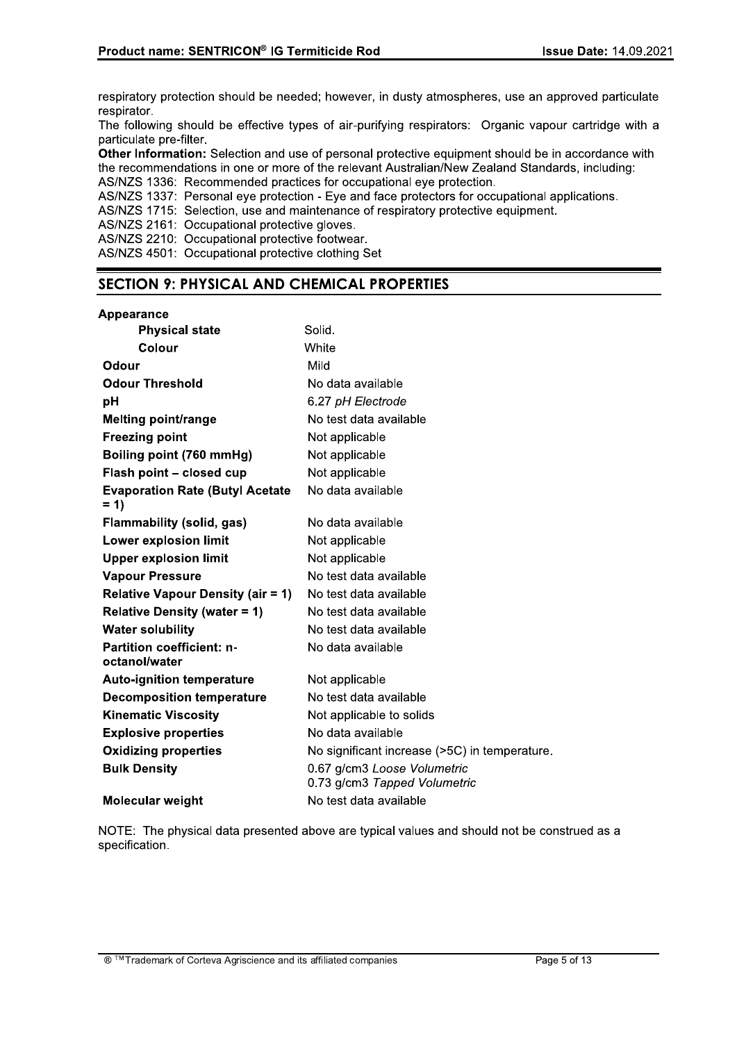respiratory protection should be needed; however, in dusty atmospheres, use an approved particulate respirator.
The following should be effective types of air-purifying respirators: Organic vapour cartridge with a particulate pre-filter.
**Other Information:** Selection and use of personal protective equipment should be in accordance with the recommendations in one or more of the relevant Australian/New Zealand Standards, including:
AS/NZS 1336: Recommended practices for occupational eye protection.
AS/NZS 1337: Personal eye protection - Eye and face protectors for occupational applications.
AS/NZS 1715: Selection, use and maintenance of respiratory protective equipment.
AS/NZS 2161: Occupational protective gloves.
AS/NZS 2210: Occupational protective footwear.
AS/NZS 4501: Occupational protective clothing Set

## SECTION 9: PHYSICAL AND CHEMICAL PROPERTIES

| | |
|---|---|
| **Appearance** | |
| **Physical state** | Solid. |
| **Colour** | White |
| **Odour** | Mild |
| **Odour Threshold** | No data available |
| **pH** | 6.27 *pH Electrode* |
| **Melting point/range** | No test data available |
| **Freezing point** | Not applicable |
| **Boiling point (760 mmHg)** | Not applicable |
| **Flash point – closed cup** | Not applicable |
| **Evaporation Rate (Butyl Acetate = 1)** | No data available |
| **Flammability (solid, gas)** | No data available |
| **Lower explosion limit** | Not applicable |
| **Upper explosion limit** | Not applicable |
| **Vapour Pressure** | No test data available |
| **Relative Vapour Density (air = 1)** | No test data available |
| **Relative Density (water = 1)** | No test data available |
| **Water solubility** | No test data available |
| **Partition coefficient: n-octanol/water** | No data available |
| **Auto-ignition temperature** | Not applicable |
| **Decomposition temperature** | No test data available |
| **Kinematic Viscosity** | Not applicable to solids |
| **Explosive properties** | No data available |
| **Oxidizing properties** | No significant increase (>5C) in temperature. |
| **Bulk Density** | 0.67 g/cm3 *Loose Volumetric*<br>0.73 g/cm3 *Tapped Volumetric* |
| **Molecular weight** | No test data available |

NOTE: The physical data presented above are typical values and should not be construed as a specification.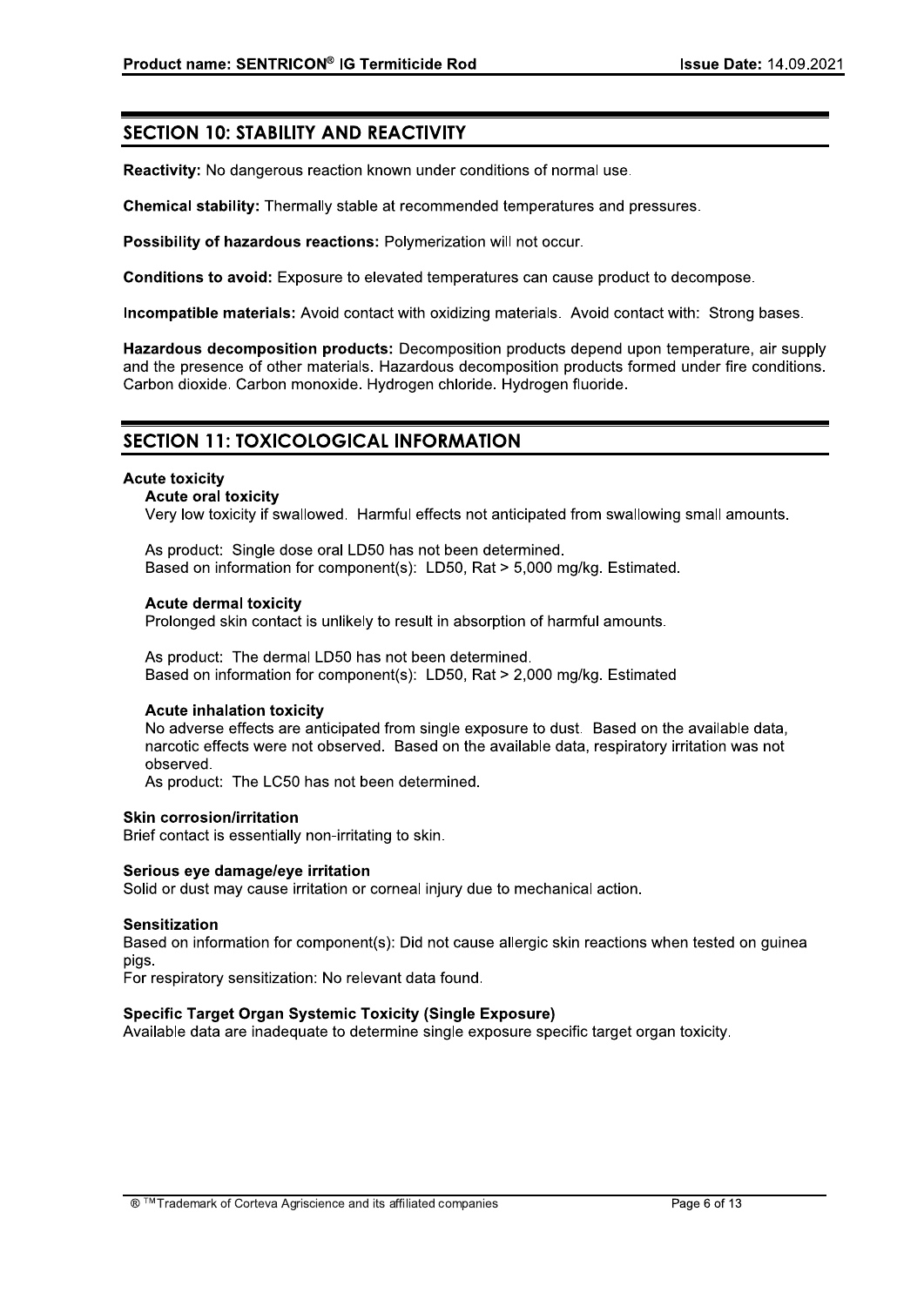## SECTION 10: STABILITY AND REACTIVITY

**Reactivity:** No dangerous reaction known under conditions of normal use.

**Chemical stability:** Thermally stable at recommended temperatures and pressures.

**Possibility of hazardous reactions:** Polymerization will not occur.

**Conditions to avoid:** Exposure to elevated temperatures can cause product to decompose.

**Incompatible materials:** Avoid contact with oxidizing materials. Avoid contact with: Strong bases.

**Hazardous decomposition products:** Decomposition products depend upon temperature, air supply and the presence of other materials. Hazardous decomposition products formed under fire conditions. Carbon dioxide. Carbon monoxide. Hydrogen chloride. Hydrogen fluoride.

## SECTION 11: TOXICOLOGICAL INFORMATION

**Acute toxicity**

**Acute oral toxicity**

Very low toxicity if swallowed. Harmful effects not anticipated from swallowing small amounts.

As product: Single dose oral LD50 has not been determined.
Based on information for component(s): LD50, Rat > 5,000 mg/kg. Estimated.

**Acute dermal toxicity**

Prolonged skin contact is unlikely to result in absorption of harmful amounts.

As product: The dermal LD50 has not been determined.
Based on information for component(s): LD50, Rat > 2,000 mg/kg. Estimated

**Acute inhalation toxicity**

No adverse effects are anticipated from single exposure to dust. Based on the available data, narcotic effects were not observed. Based on the available data, respiratory irritation was not observed.
As product: The LC50 has not been determined.

**Skin corrosion/irritation**

Brief contact is essentially non-irritating to skin.

**Serious eye damage/eye irritation**

Solid or dust may cause irritation or corneal injury due to mechanical action.

**Sensitization**

Based on information for component(s): Did not cause allergic skin reactions when tested on guinea pigs.
For respiratory sensitization: No relevant data found.

**Specific Target Organ Systemic Toxicity (Single Exposure)**

Available data are inadequate to determine single exposure specific target organ toxicity.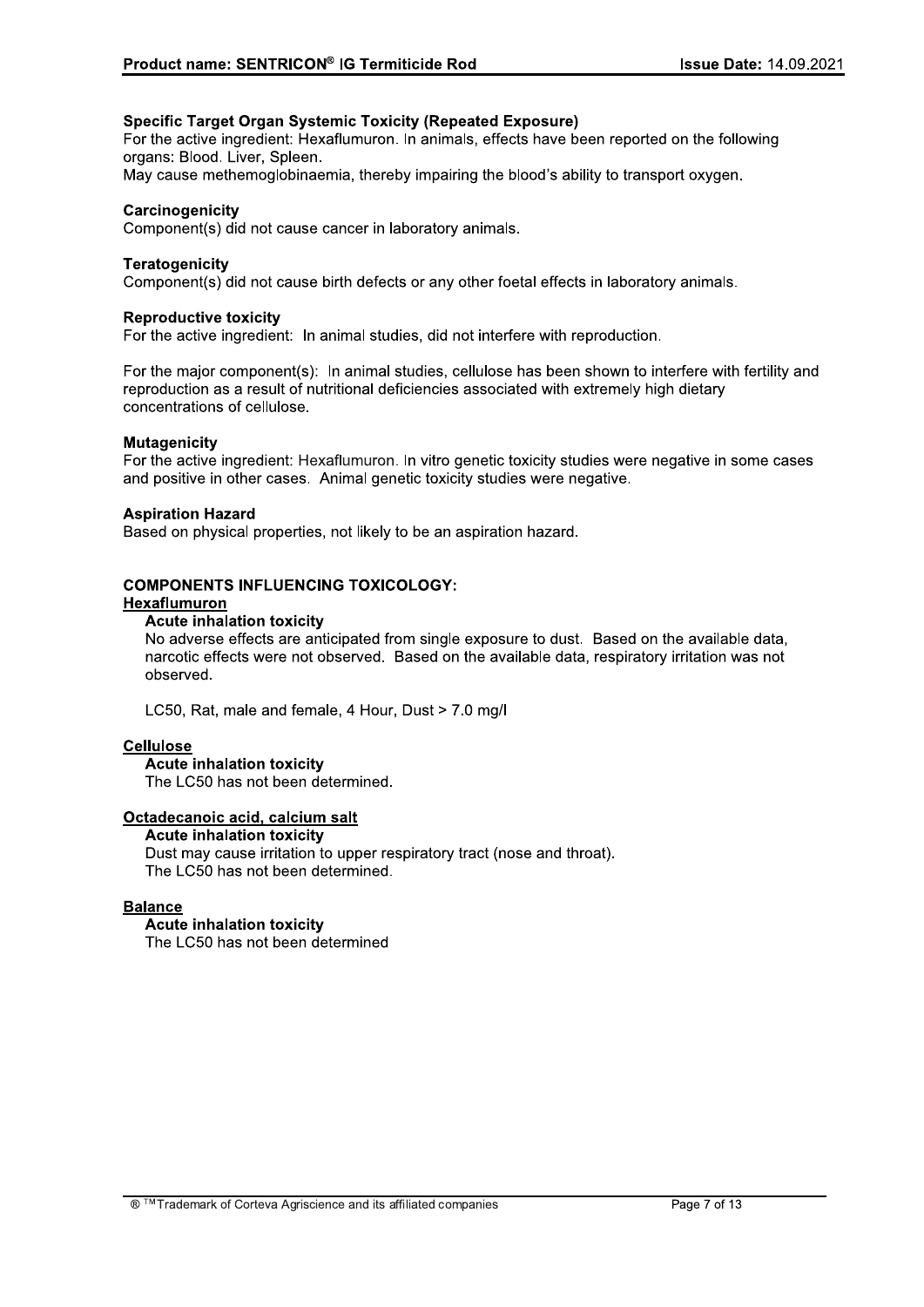### Specific Target Organ Systemic Toxicity (Repeated Exposure)

For the active ingredient: Hexaflumuron. In animals, effects have been reported on the following organs: Blood. Liver, Spleen.
May cause methemoglobinaemia, thereby impairing the blood's ability to transport oxygen.

### Carcinogenicity

Component(s) did not cause cancer in laboratory animals.

### Teratogenicity

Component(s) did not cause birth defects or any other foetal effects in laboratory animals.

### Reproductive toxicity

For the active ingredient: In animal studies, did not interfere with reproduction.

For the major component(s): In animal studies, cellulose has been shown to interfere with fertility and reproduction as a result of nutritional deficiencies associated with extremely high dietary concentrations of cellulose.

### Mutagenicity

For the active ingredient: Hexaflumuron. In vitro genetic toxicity studies were negative in some cases and positive in other cases. Animal genetic toxicity studies were negative.

### Aspiration Hazard

Based on physical properties, not likely to be an aspiration hazard.

## COMPONENTS INFLUENCING TOXICOLOGY:

**Hexaflumuron**

**Acute inhalation toxicity**

No adverse effects are anticipated from single exposure to dust. Based on the available data, narcotic effects were not observed. Based on the available data, respiratory irritation was not observed.

LC50, Rat, male and female, 4 Hour, Dust > 7.0 mg/l

**Cellulose**

**Acute inhalation toxicity**

The LC50 has not been determined.

**Octadecanoic acid, calcium salt**

**Acute inhalation toxicity**

Dust may cause irritation to upper respiratory tract (nose and throat).
The LC50 has not been determined.

**Balance**

**Acute inhalation toxicity**

The LC50 has not been determined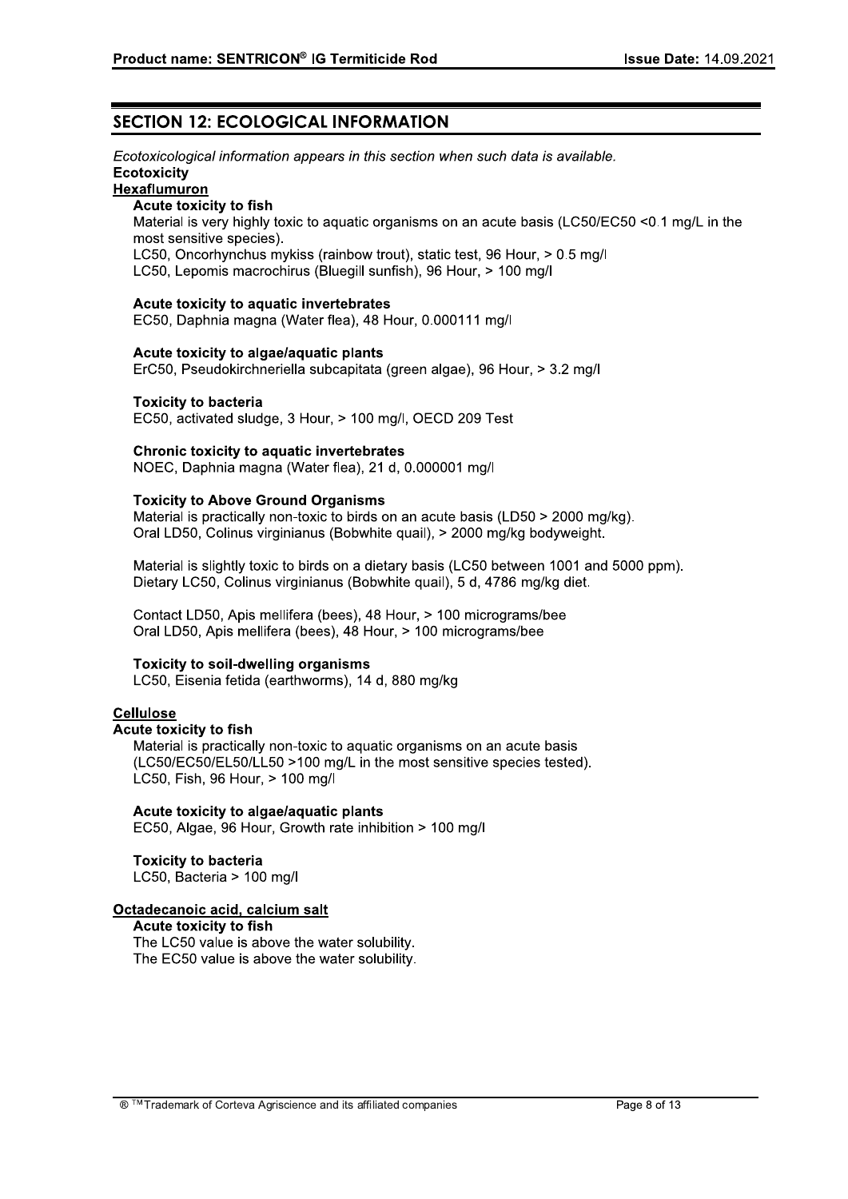## SECTION 12: ECOLOGICAL INFORMATION

*Ecotoxicological information appears in this section when such data is available.*

**Ecotoxicity**

**Hexaflumuron**

**Acute toxicity to fish**

Material is very highly toxic to aquatic organisms on an acute basis (LC50/EC50 <0.1 mg/L in the most sensitive species).
LC50, Oncorhynchus mykiss (rainbow trout), static test, 96 Hour, > 0.5 mg/l
LC50, Lepomis macrochirus (Bluegill sunfish), 96 Hour, > 100 mg/l

**Acute toxicity to aquatic invertebrates**

EC50, Daphnia magna (Water flea), 48 Hour, 0.000111 mg/l

**Acute toxicity to algae/aquatic plants**

ErC50, Pseudokirchneriella subcapitata (green algae), 96 Hour, > 3.2 mg/l

**Toxicity to bacteria**

EC50, activated sludge, 3 Hour, > 100 mg/l, OECD 209 Test

**Chronic toxicity to aquatic invertebrates**

NOEC, Daphnia magna (Water flea), 21 d, 0.000001 mg/l

**Toxicity to Above Ground Organisms**

Material is practically non-toxic to birds on an acute basis (LD50 > 2000 mg/kg).
Oral LD50, Colinus virginianus (Bobwhite quail), > 2000 mg/kg bodyweight.

Material is slightly toxic to birds on a dietary basis (LC50 between 1001 and 5000 ppm).
Dietary LC50, Colinus virginianus (Bobwhite quail), 5 d, 4786 mg/kg diet.

Contact LD50, Apis mellifera (bees), 48 Hour, > 100 micrograms/bee
Oral LD50, Apis mellifera (bees), 48 Hour, > 100 micrograms/bee

**Toxicity to soil-dwelling organisms**

LC50, Eisenia fetida (earthworms), 14 d, 880 mg/kg

**Cellulose**

**Acute toxicity to fish**

Material is practically non-toxic to aquatic organisms on an acute basis (LC50/EC50/EL50/LL50 >100 mg/L in the most sensitive species tested).
LC50, Fish, 96 Hour, > 100 mg/l

**Acute toxicity to algae/aquatic plants**

EC50, Algae, 96 Hour, Growth rate inhibition > 100 mg/l

**Toxicity to bacteria**

LC50, Bacteria > 100 mg/l

**Octadecanoic acid, calcium salt**

**Acute toxicity to fish**

The LC50 value is above the water solubility.
The EC50 value is above the water solubility.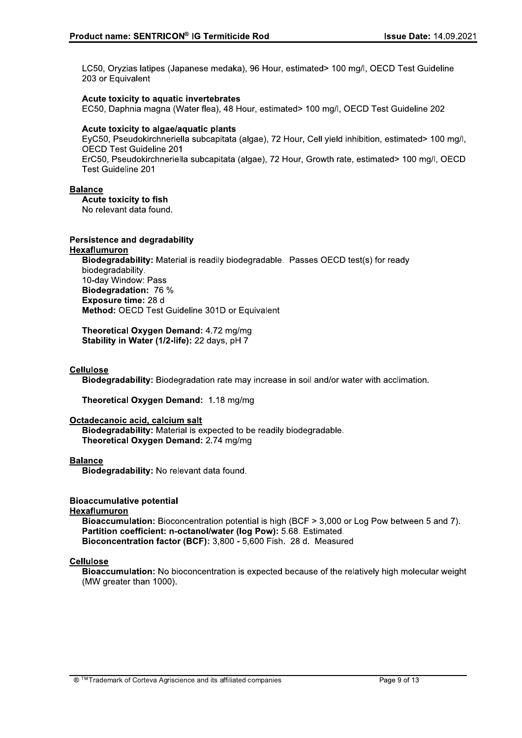LC50, Oryzias latipes (Japanese medaka), 96 Hour, estimated> 100 mg/l, OECD Test Guideline 203 or Equivalent

**Acute toxicity to aquatic invertebrates**
EC50, Daphnia magna (Water flea), 48 Hour, estimated> 100 mg/l, OECD Test Guideline 202

**Acute toxicity to algae/aquatic plants**
EyC50, Pseudokirchneriella subcapitata (algae), 72 Hour, Cell yield inhibition, estimated> 100 mg/l, OECD Test Guideline 201
ErC50, Pseudokirchneriella subcapitata (algae), 72 Hour, Growth rate, estimated> 100 mg/l, OECD Test Guideline 201

**Balance**

**Acute toxicity to fish**
No relevant data found.

**Persistence and degradability**

**Hexaflumuron**

**Biodegradability:** Material is readily biodegradable. Passes OECD test(s) for ready biodegradability.
10-day Window: Pass
**Biodegradation:** 76 %
**Exposure time:** 28 d
**Method:** OECD Test Guideline 301D or Equivalent

**Theoretical Oxygen Demand:** 4.72 mg/mg
**Stability in Water (1/2-life):** 22 days, pH 7

**Cellulose**

**Biodegradability:** Biodegradation rate may increase in soil and/or water with acclimation.

**Theoretical Oxygen Demand:** 1.18 mg/mg

**Octadecanoic acid, calcium salt**

**Biodegradability:** Material is expected to be readily biodegradable.
**Theoretical Oxygen Demand:** 2.74 mg/mg

**Balance**

**Biodegradability:** No relevant data found.

**Bioaccumulative potential**

**Hexaflumuron**

**Bioaccumulation:** Bioconcentration potential is high (BCF > 3,000 or Log Pow between 5 and 7).
**Partition coefficient: n-octanol/water (log Pow):** 5.68. Estimated.
**Bioconcentration factor (BCF):** 3,800 - 5,600 Fish. 28 d. Measured

**Cellulose**

**Bioaccumulation:** No bioconcentration is expected because of the relatively high molecular weight (MW greater than 1000).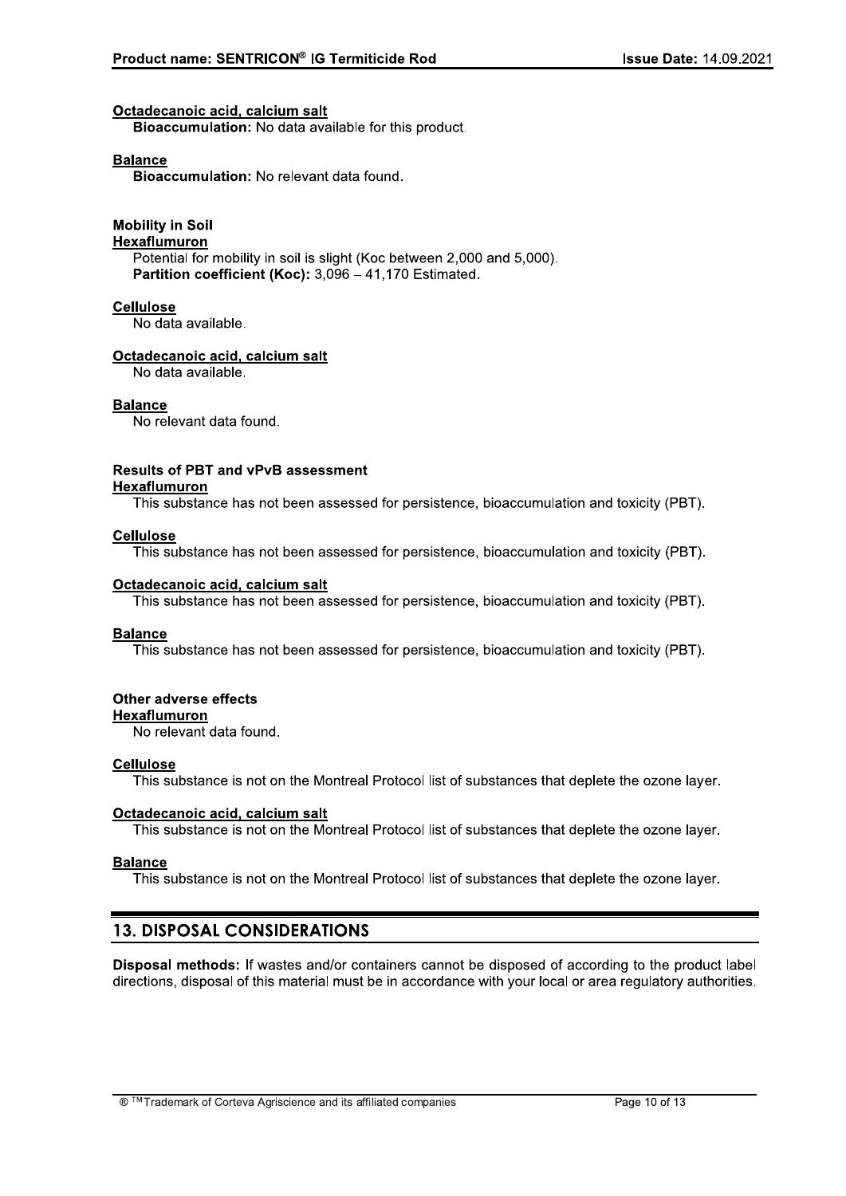**Octadecanoic acid, calcium salt**

**Bioaccumulation:** No data available for this product.

**Balance**

**Bioaccumulation:** No relevant data found.

**Mobility in Soil**

**Hexaflumuron**

Potential for mobility in soil is slight (Koc between 2,000 and 5,000).
**Partition coefficient (Koc):** 3,096 – 41,170 Estimated.

**Cellulose**

No data available.

**Octadecanoic acid, calcium salt**

No data available.

**Balance**

No relevant data found.

**Results of PBT and vPvB assessment**

**Hexaflumuron**

This substance has not been assessed for persistence, bioaccumulation and toxicity (PBT).

**Cellulose**

This substance has not been assessed for persistence, bioaccumulation and toxicity (PBT).

**Octadecanoic acid, calcium salt**

This substance has not been assessed for persistence, bioaccumulation and toxicity (PBT).

**Balance**

This substance has not been assessed for persistence, bioaccumulation and toxicity (PBT).

**Other adverse effects**

**Hexaflumuron**

No relevant data found.

**Cellulose**

This substance is not on the Montreal Protocol list of substances that deplete the ozone layer.

**Octadecanoic acid, calcium salt**

This substance is not on the Montreal Protocol list of substances that deplete the ozone layer.

**Balance**

This substance is not on the Montreal Protocol list of substances that deplete the ozone layer.

## 13. DISPOSAL CONSIDERATIONS

**Disposal methods:** If wastes and/or containers cannot be disposed of according to the product label directions, disposal of this material must be in accordance with your local or area regulatory authorities.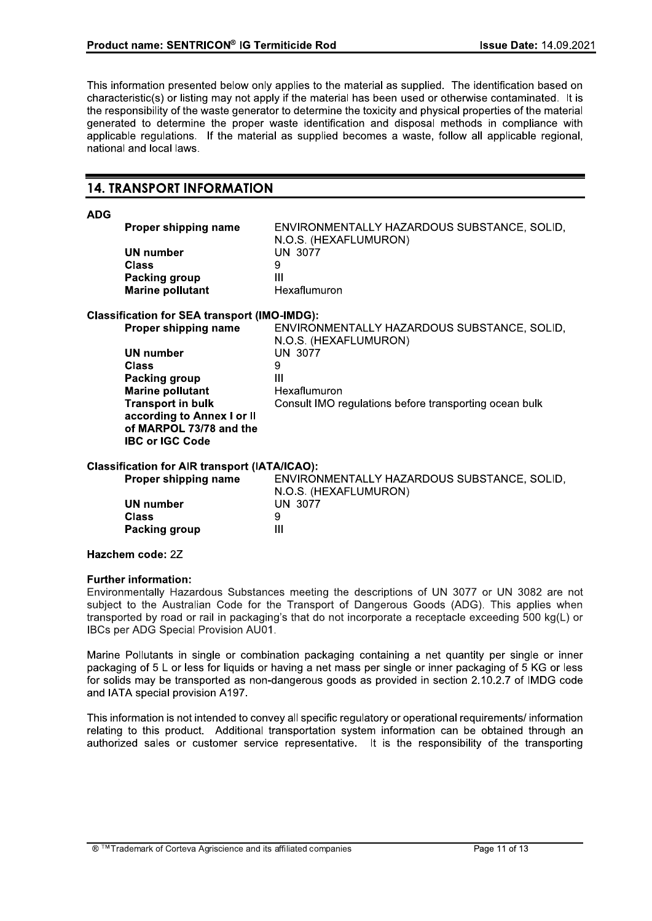This information presented below only applies to the material as supplied. The identification based on characteristic(s) or listing may not apply if the material has been used or otherwise contaminated. It is the responsibility of the waste generator to determine the toxicity and physical properties of the material generated to determine the proper waste identification and disposal methods in compliance with applicable regulations. If the material as supplied becomes a waste, follow all applicable regional, national and local laws.

## 14. TRANSPORT INFORMATION

**ADG**

| | |
|---|---|
| **Proper shipping name** | ENVIRONMENTALLY HAZARDOUS SUBSTANCE, SOLID, N.O.S. (HEXAFLUMURON) |
| **UN number** | UN 3077 |
| **Class** | 9 |
| **Packing group** | III |
| **Marine pollutant** | Hexaflumuron |

**Classification for SEA transport (IMO-IMDG):**

| | |
|---|---|
| **Proper shipping name** | ENVIRONMENTALLY HAZARDOUS SUBSTANCE, SOLID, N.O.S. (HEXAFLUMURON) |
| **UN number** | UN 3077 |
| **Class** | 9 |
| **Packing group** | III |
| **Marine pollutant** | Hexaflumuron |
| **Transport in bulk according to Annex I or II of MARPOL 73/78 and the IBC or IGC Code** | Consult IMO regulations before transporting ocean bulk |

**Classification for AIR transport (IATA/ICAO):**

| | |
|---|---|
| **Proper shipping name** | ENVIRONMENTALLY HAZARDOUS SUBSTANCE, SOLID, N.O.S. (HEXAFLUMURON) |
| **UN number** | UN 3077 |
| **Class** | 9 |
| **Packing group** | III |

**Hazchem code:** 2Z

**Further information:**

Environmentally Hazardous Substances meeting the descriptions of UN 3077 or UN 3082 are not subject to the Australian Code for the Transport of Dangerous Goods (ADG). This applies when transported by road or rail in packaging's that do not incorporate a receptacle exceeding 500 kg(L) or IBCs per ADG Special Provision AU01.

Marine Pollutants in single or combination packaging containing a net quantity per single or inner packaging of 5 L or less for liquids or having a net mass per single or inner packaging of 5 KG or less for solids may be transported as non-dangerous goods as provided in section 2.10.2.7 of IMDG code and IATA special provision A197.

This information is not intended to convey all specific regulatory or operational requirements/ information relating to this product. Additional transportation system information can be obtained through an authorized sales or customer service representative. It is the responsibility of the transporting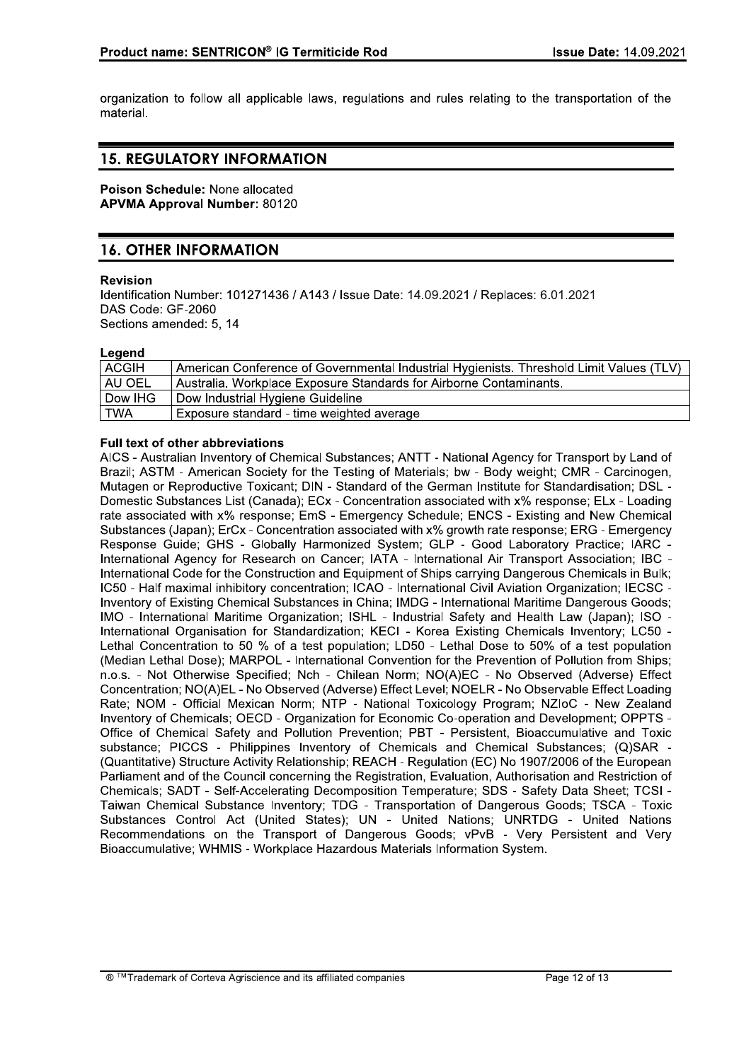organization to follow all applicable laws, regulations and rules relating to the transportation of the material.

## 15. REGULATORY INFORMATION

**Poison Schedule:** None allocated
**APVMA Approval Number:** 80120

## 16. OTHER INFORMATION

**Revision**
Identification Number: 101271436 / A143 / Issue Date: 14.09.2021 / Replaces: 6.01.2021
DAS Code: GF-2060
Sections amended: 5, 14

**Legend**

| | |
|---|---|
| ACGIH | American Conference of Governmental Industrial Hygienists. Threshold Limit Values (TLV) |
| AU OEL | Australia. Workplace Exposure Standards for Airborne Contaminants. |
| Dow IHG | Dow Industrial Hygiene Guideline |
| TWA | Exposure standard - time weighted average |

**Full text of other abbreviations**
AICS - Australian Inventory of Chemical Substances; ANTT - National Agency for Transport by Land of Brazil; ASTM - American Society for the Testing of Materials; bw - Body weight; CMR - Carcinogen, Mutagen or Reproductive Toxicant; DIN - Standard of the German Institute for Standardisation; DSL - Domestic Substances List (Canada); ECx - Concentration associated with x% response; ELx - Loading rate associated with x% response; EmS - Emergency Schedule; ENCS - Existing and New Chemical Substances (Japan); ErCx - Concentration associated with x% growth rate response; ERG - Emergency Response Guide; GHS - Globally Harmonized System; GLP - Good Laboratory Practice; IARC - International Agency for Research on Cancer; IATA - International Air Transport Association; IBC - International Code for the Construction and Equipment of Ships carrying Dangerous Chemicals in Bulk; IC50 - Half maximal inhibitory concentration; ICAO - International Civil Aviation Organization; IECSC - Inventory of Existing Chemical Substances in China; IMDG - International Maritime Dangerous Goods; IMO - International Maritime Organization; ISHL - Industrial Safety and Health Law (Japan); ISO - International Organisation for Standardization; KECI - Korea Existing Chemicals Inventory; LC50 - Lethal Concentration to 50 % of a test population; LD50 - Lethal Dose to 50% of a test population (Median Lethal Dose); MARPOL - International Convention for the Prevention of Pollution from Ships; n.o.s. - Not Otherwise Specified; Nch - Chilean Norm; NO(A)EC - No Observed (Adverse) Effect Concentration; NO(A)EL - No Observed (Adverse) Effect Level; NOELR - No Observable Effect Loading Rate; NOM - Official Mexican Norm; NTP - National Toxicology Program; NZIoC - New Zealand Inventory of Chemicals; OECD - Organization for Economic Co-operation and Development; OPPTS - Office of Chemical Safety and Pollution Prevention; PBT - Persistent, Bioaccumulative and Toxic substance; PICCS - Philippines Inventory of Chemicals and Chemical Substances; (Q)SAR - (Quantitative) Structure Activity Relationship; REACH - Regulation (EC) No 1907/2006 of the European Parliament and of the Council concerning the Registration, Evaluation, Authorisation and Restriction of Chemicals; SADT - Self-Accelerating Decomposition Temperature; SDS - Safety Data Sheet; TCSI - Taiwan Chemical Substance Inventory; TDG - Transportation of Dangerous Goods; TSCA - Toxic Substances Control Act (United States); UN - United Nations; UNRTDG - United Nations Recommendations on the Transport of Dangerous Goods; vPvB - Very Persistent and Very Bioaccumulative; WHMIS - Workplace Hazardous Materials Information System.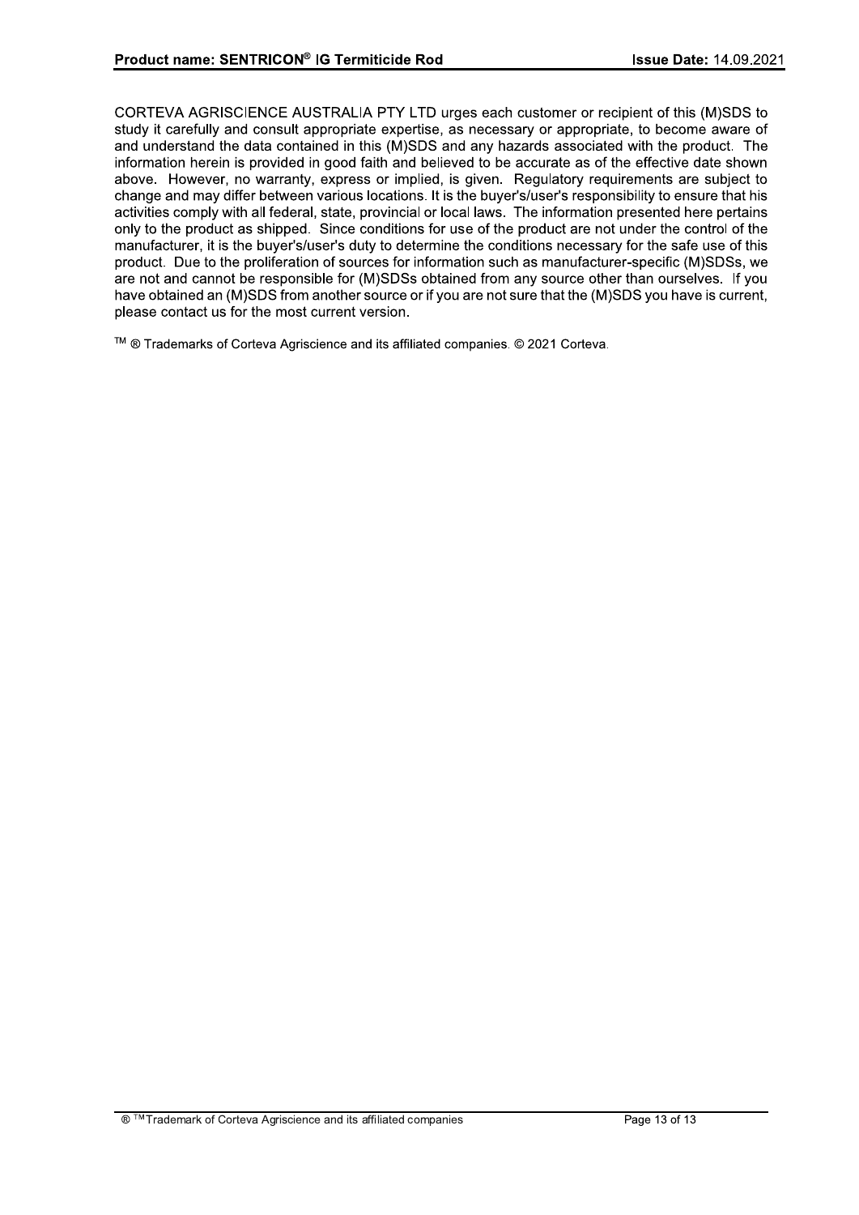CORTEVA AGRISCIENCE AUSTRALIA PTY LTD urges each customer or recipient of this (M)SDS to study it carefully and consult appropriate expertise, as necessary or appropriate, to become aware of and understand the data contained in this (M)SDS and any hazards associated with the product. The information herein is provided in good faith and believed to be accurate as of the effective date shown above. However, no warranty, express or implied, is given. Regulatory requirements are subject to change and may differ between various locations. It is the buyer's/user's responsibility to ensure that his activities comply with all federal, state, provincial or local laws. The information presented here pertains only to the product as shipped. Since conditions for use of the product are not under the control of the manufacturer, it is the buyer's/user's duty to determine the conditions necessary for the safe use of this product. Due to the proliferation of sources for information such as manufacturer-specific (M)SDSs, we are not and cannot be responsible for (M)SDSs obtained from any source other than ourselves. If you have obtained an (M)SDS from another source or if you are not sure that the (M)SDS you have is current, please contact us for the most current version.

™ ® Trademarks of Corteva Agriscience and its affiliated companies. © 2021 Corteva.